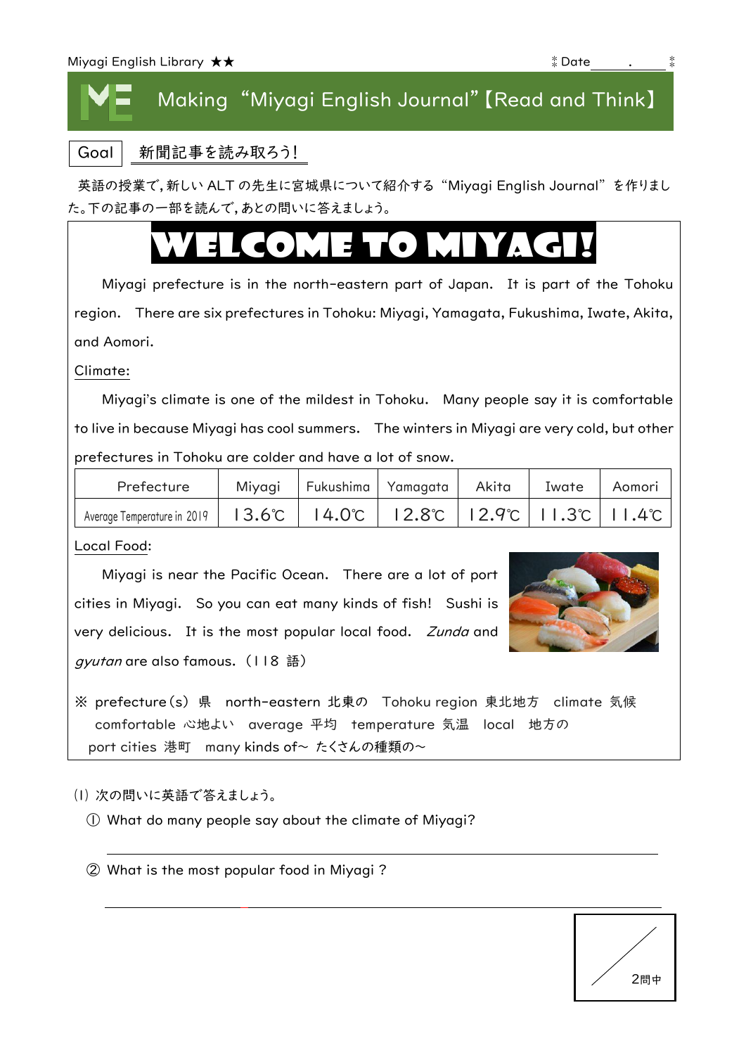Miyagi English Library ★★　　　　Date　　.

# Making "Miyagi English Journal"【Read and Think】

Goal　新聞記事を読み取ろう!

英語の授業で，新しいALTの先生に宮城県について紹介する "Miyagi English Journal" を作りました。下の記事の一部を読んで，あとの問いに答えましょう。

## WELCOME TO MIYAGI!

Miyagi prefecture is in the north-eastern part of Japan. It is part of the Tohoku region. There are six prefectures in Tohoku: Miyagi, Yamagata, Fukushima, Iwate, Akita, and Aomori.

Climate:

Miyagi's climate is one of the mildest in Tohoku. Many people say it is comfortable to live in because Miyagi has cool summers. The winters in Miyagi are very cold, but other prefectures in Tohoku are colder and have a lot of snow.

| Prefecture | Miyagi | Fukushima | Yamagata | Akita | Iwate | Aomori |
|---|---|---|---|---|---|---|
| Average Temperature in 2019 | 13.6℃ | 14.0℃ | 12.8℃ | 12.9℃ | 11.3℃ | 11.4℃ |

Local Food:

Miyagi is near the Pacific Ocean. There are a lot of port cities in Miyagi. So you can eat many kinds of fish! Sushi is very delicious. It is the most popular local food. *Zunda* and *gyutan* are also famous. (118 語)

※ prefecture(s) 県　north-eastern 北東の　Tohoku region 東北地方　climate 気候　comfortable 心地よい　average 平均　temperature 気温　local 地方の　port cities 港町　many kinds of~ たくさんの種類の~

(1) 次の問いに英語で答えましょう。

① What do many people say about the climate of Miyagi?

\_\_\_\_\_\_\_\_\_\_\_\_\_\_\_\_\_\_\_\_\_\_\_\_\_\_\_\_\_\_\_\_\_\_\_\_\_\_\_\_

② What is the most popular food in Miyagi ?

\_\_\_\_\_\_\_\_\_\_\_\_\_\_\_\_\_\_\_\_\_\_\_\_\_\_\_\_\_\_\_\_\_\_\_\_\_\_\_\_

/ 2問中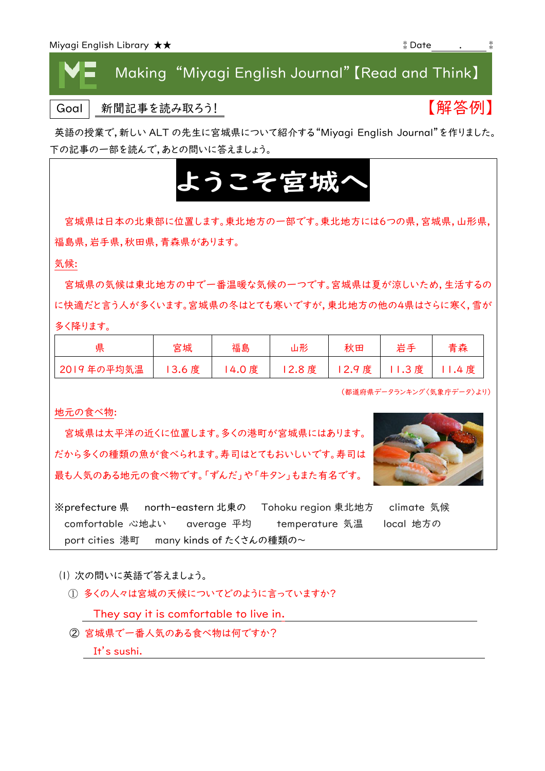Miyagi English Library ★★ Date \_\_\_\_ . \_\_\_\_

# Making "Miyagi English Journal"【Read and Think】

Goal 新聞記事を読み取ろう！ 【解答例】

英語の授業で，新しいALTの先生に宮城県について紹介する"Miyagi English Journal"を作りました。下の記事の一部を読んで，あとの問いに答えましょう。

## ようこそ宮城へ

宮城県は日本の北東部に位置します。東北地方の一部です。東北地方には6つの県，宮城県，山形県，福島県，岩手県，秋田県，青森県があります。

気候:

宮城県の気候は東北地方の中で一番温暖な気候の一つです。宮城県は夏が涼しいため，生活するのに快適だと言う人が多くいます。宮城県の冬はとても寒いですが，東北地方の他の4県はさらに寒く，雪が多く降ります。

| 県 | 宮城 | 福島 | 山形 | 秋田 | 岩手 | 青森 |
|---|---|---|---|---|---|---|
| 2019年の平均気温 | 13.6度 | 14.0度 | 12.8度 | 12.9度 | 11.3度 | 11.4度 |

（都道府県データランキング〈気象庁データ〉より）

地元の食べ物:

宮城県は太平洋の近くに位置します。多くの港町が宮城県にはあります。だから多くの種類の魚が食べられます。寿司はとてもおいしいです。寿司は最も人気のある地元の食べ物です。「ずんだ」や「牛タン」もまた有名です。

※prefecture 県　north-eastern 北東の　Tohoku region 東北地方　climate 気候
comfortable 心地よい　average 平均　temperature 気温　local 地方の
port cities 港町　many kinds of たくさんの種類の～

(1) 次の問いに英語で答えましょう。

① 多くの人々は宮城の天候についてどのように言っていますか？

They say it is comfortable to live in.

② 宮城県で一番人気のある食べ物は何ですか？

It's sushi.